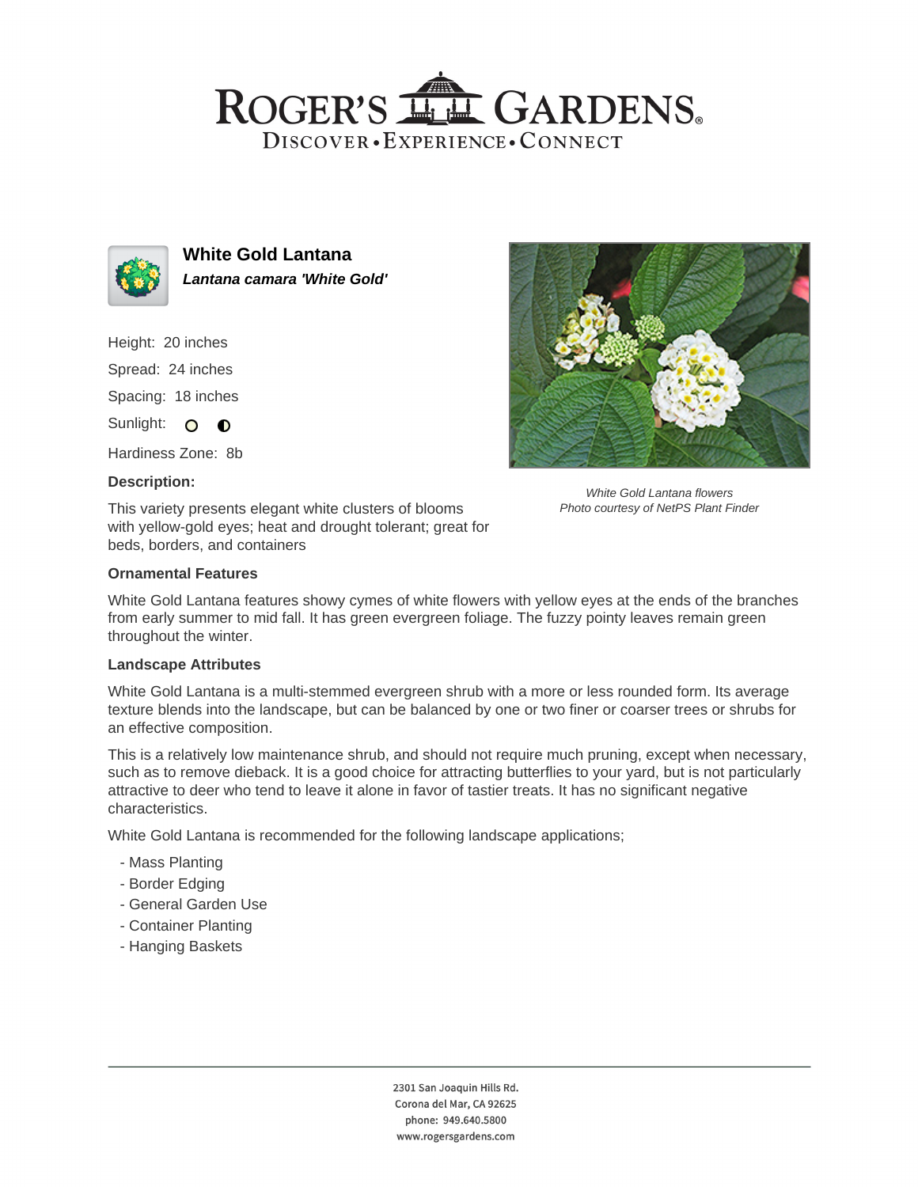# White Gold Lantana

***Lantana camara 'White Gold'***

Height: 20 inches

Spread: 24 inches

Spacing: 18 inches

Sunlight: ○ ◐

Hardiness Zone: 8b

### Description:

This variety presents elegant white clusters of blooms with yellow-gold eyes; heat and drought tolerant; great for beds, borders, and containers

*White Gold Lantana flowers*
*Photo courtesy of NetPS Plant Finder*

### Ornamental Features

White Gold Lantana features showy cymes of white flowers with yellow eyes at the ends of the branches from early summer to mid fall. It has green evergreen foliage. The fuzzy pointy leaves remain green throughout the winter.

### Landscape Attributes

White Gold Lantana is a multi-stemmed evergreen shrub with a more or less rounded form. Its average texture blends into the landscape, but can be balanced by one or two finer or coarser trees or shrubs for an effective composition.

This is a relatively low maintenance shrub, and should not require much pruning, except when necessary, such as to remove dieback. It is a good choice for attracting butterflies to your yard, but is not particularly attractive to deer who tend to leave it alone in favor of tastier treats. It has no significant negative characteristics.

White Gold Lantana is recommended for the following landscape applications;

- Mass Planting
- Border Edging
- General Garden Use
- Container Planting
- Hanging Baskets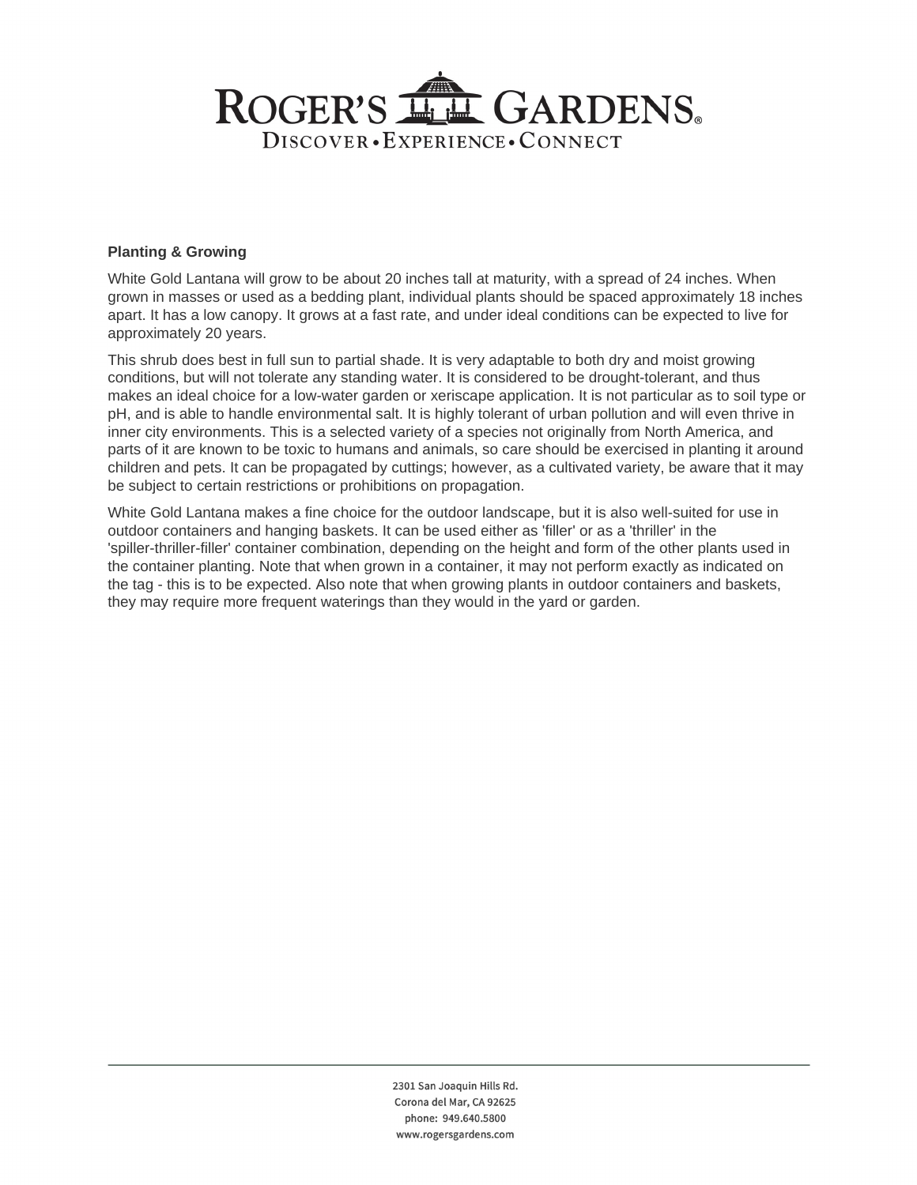**Planting & Growing**

White Gold Lantana will grow to be about 20 inches tall at maturity, with a spread of 24 inches. When grown in masses or used as a bedding plant, individual plants should be spaced approximately 18 inches apart. It has a low canopy. It grows at a fast rate, and under ideal conditions can be expected to live for approximately 20 years.

This shrub does best in full sun to partial shade. It is very adaptable to both dry and moist growing conditions, but will not tolerate any standing water. It is considered to be drought-tolerant, and thus makes an ideal choice for a low-water garden or xeriscape application. It is not particular as to soil type or pH, and is able to handle environmental salt. It is highly tolerant of urban pollution and will even thrive in inner city environments. This is a selected variety of a species not originally from North America, and parts of it are known to be toxic to humans and animals, so care should be exercised in planting it around children and pets. It can be propagated by cuttings; however, as a cultivated variety, be aware that it may be subject to certain restrictions or prohibitions on propagation.

White Gold Lantana makes a fine choice for the outdoor landscape, but it is also well-suited for use in outdoor containers and hanging baskets. It can be used either as 'filler' or as a 'thriller' in the 'spiller-thriller-filler' container combination, depending on the height and form of the other plants used in the container planting. Note that when grown in a container, it may not perform exactly as indicated on the tag - this is to be expected. Also note that when growing plants in outdoor containers and baskets, they may require more frequent waterings than they would in the yard or garden.